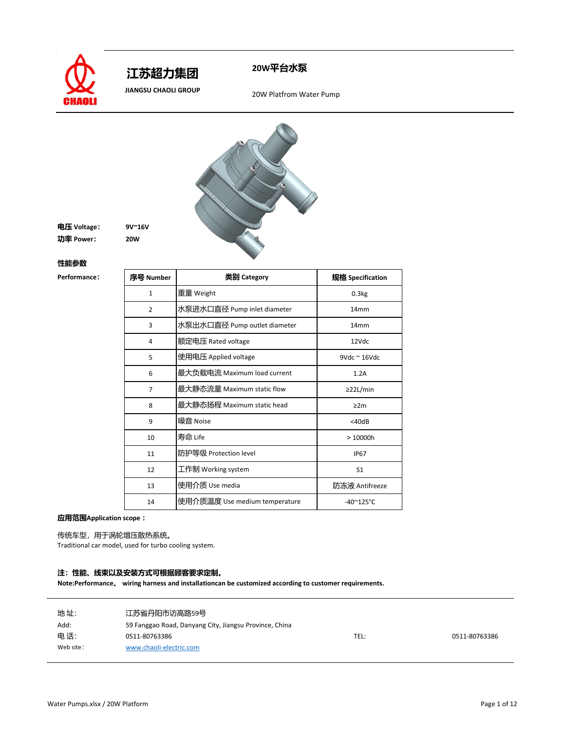**江苏超力集团**

**JIANGSU CHAOLI GROUP**

# 20W平台水泵

20W Platfrom Water Pump

**电压 Voltage：** **9V~16V**

**功率 Power：** **20W**

**性能参数**

**Performance：**

| **序号 Number** | **类别 Category** | **规格 Specification** |
|---|---|---|
| 1 | 重量 Weight | 0.3kg |
| 2 | 水泵进水口直径 Pump inlet diameter | 14mm |
| 3 | 水泵出水口直径 Pump outlet diameter | 14mm |
| 4 | 额定电压 Rated voltage | 12Vdc |
| 5 | 使用电压 Applied voltage | 9Vdc ~ 16Vdc |
| 6 | 最大负载电流 Maximum load current | 1.2A |
| 7 | 最大静态流量 Maximum static flow | ≥22L/min |
| 8 | 最大静态扬程 Maximum static head | ≥2m |
| 9 | 噪音 Noise | <40dB |
| 10 | 寿命 Life | > 10000h |
| 11 | 防护等级 Protection level | IP67 |
| 12 | 工作制 Working system | S1 |
| 13 | 使用介质 Use media | 防冻液 Antifreeze |
| 14 | 使用介质温度 Use medium temperature | -40~125°C |

**应用范围Application scope：**

传统车型，用于涡轮增压散热系统。
Traditional car model, used for turbo cooling system.

**注：性能、线束以及安装方式可根据顾客要求定制。**
**Note:Performance、 wiring harness and installationcan be customized according to customer requirements.**

地 址: 江苏省丹阳市访高路59号
Add: 59 Fanggao Road, Danyang City, Jiangsu Province, China
电 话: 0511-80763386 TEL: 0511-80763386
Web site: www.chaoli-electric.com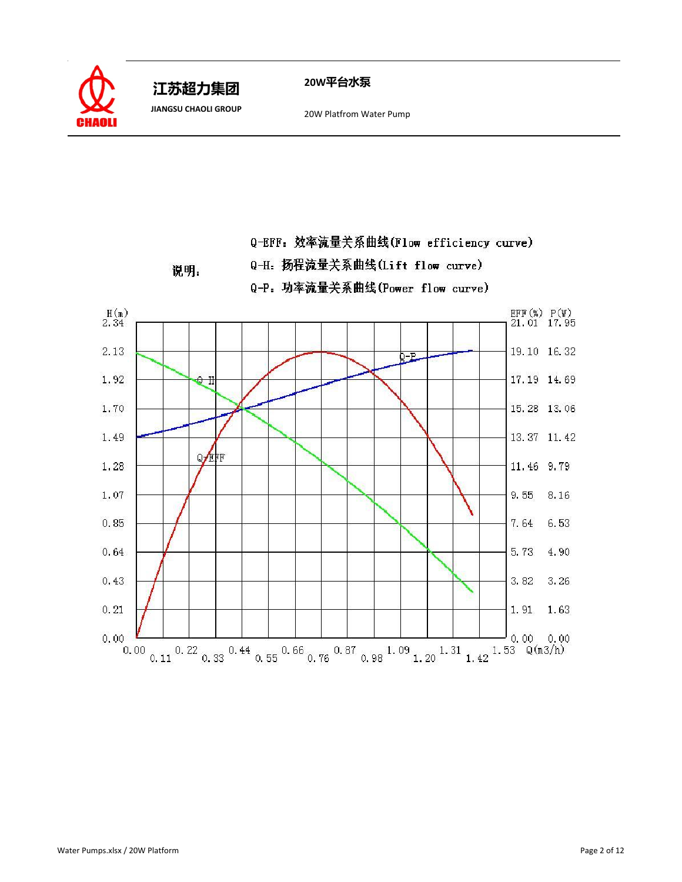# 20W平台水泵

20W Platfrom Water Pump

说明：

Q-EFF：效率流量关系曲线(Flow efficiency curve)

Q-H：扬程流量关系曲线(Lift flow curve)

Q-P：功率流量关系曲线(Power flow curve)

| H(m) | EFF(%) | P(W) |
|---|---|---|
| 2.34 | 21.01 | 17.95 |
| 2.13 | 19.10 | 16.32 |
| 1.92 | 17.19 | 14.69 |
| 1.70 | 15.28 | 13.06 |
| 1.49 | 13.37 | 11.42 |
| 1.28 | 11.46 | 9.79 |
| 1.07 | 9.55 | 8.16 |
| 0.85 | 7.64 | 6.53 |
| 0.64 | 5.73 | 4.90 |
| 0.43 | 3.82 | 3.26 |
| 0.21 | 1.91 | 1.63 |
| 0.00 | 0.00 | 0.00 |

Q(m3/h): 0.00, 0.11, 0.22, 0.33, 0.44, 0.55, 0.66, 0.76, 0.87, 0.98, 1.09, 1.20, 1.31, 1.42, 1.53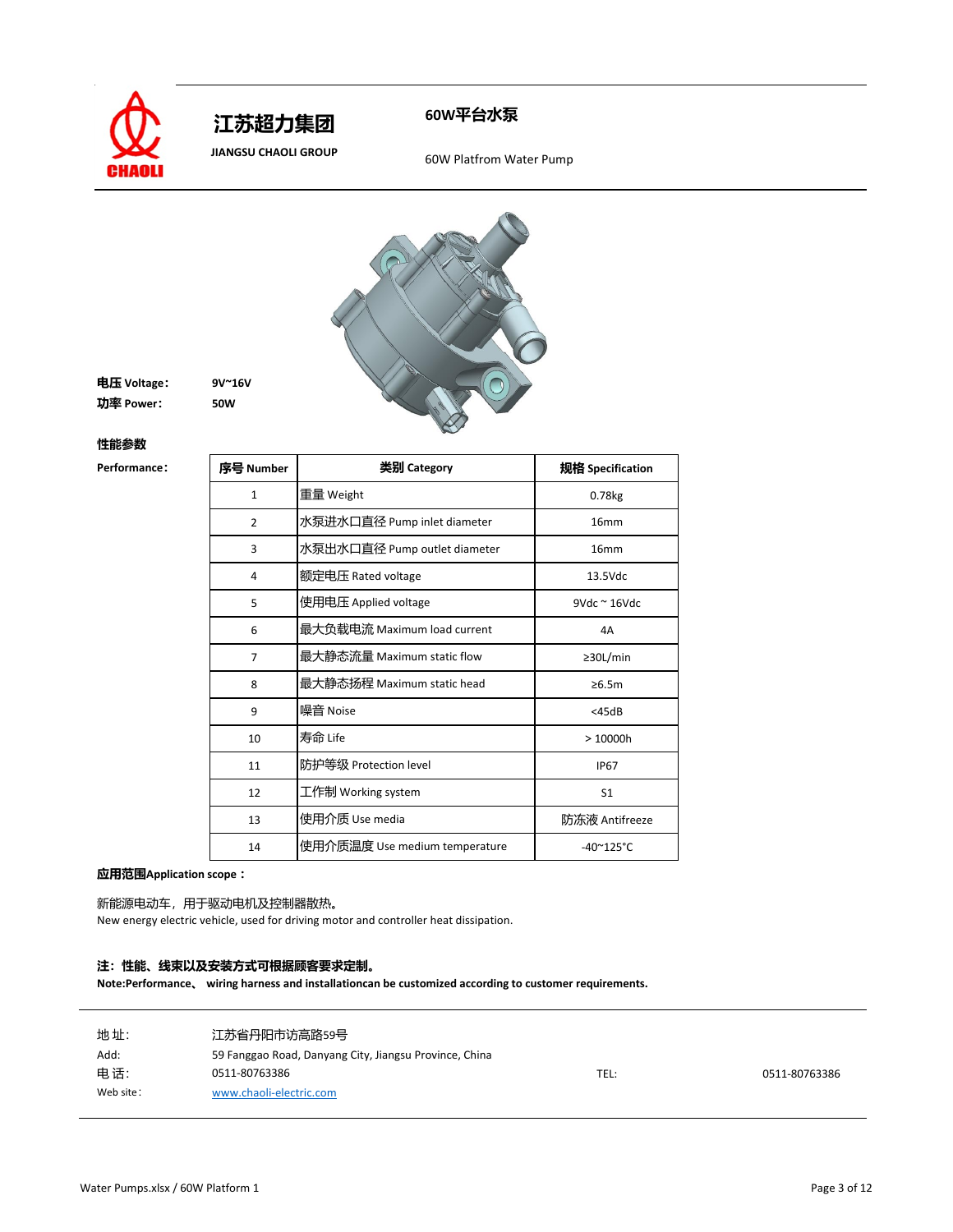# 江苏超力集团

**JIANGSU CHAOLI GROUP**

## 60W平台水泵

60W Platfrom Water Pump

**电压 Voltage：** 9V~16V

**功率 Power：** 50W

**性能参数**

**Performance：**

| 序号 Number | 类别 Category | 规格 Specification |
|---|---|---|
| 1 | 重量 Weight | 0.78kg |
| 2 | 水泵进水口直径 Pump inlet diameter | 16mm |
| 3 | 水泵出水口直径 Pump outlet diameter | 16mm |
| 4 | 额定电压 Rated voltage | 13.5Vdc |
| 5 | 使用电压 Applied voltage | 9Vdc ~ 16Vdc |
| 6 | 最大负载电流 Maximum load current | 4A |
| 7 | 最大静态流量 Maximum static flow | ≥30L/min |
| 8 | 最大静态扬程 Maximum static head | ≥6.5m |
| 9 | 噪音 Noise | <45dB |
| 10 | 寿命 Life | > 10000h |
| 11 | 防护等级 Protection level | IP67 |
| 12 | 工作制 Working system | S1 |
| 13 | 使用介质 Use media | 防冻液 Antifreeze |
| 14 | 使用介质温度 Use medium temperature | -40~125°C |

**应用范围Application scope：**

新能源电动车，用于驱动电机及控制器散热。
New energy electric vehicle, used for driving motor and controller heat dissipation.

**注：性能、线束以及安装方式可根据顾客要求定制。**
**Note:Performance、 wiring harness and installationcan be customized according to customer requirements.**

地 址: 江苏省丹阳市访高路59号
Add: 59 Fanggao Road, Danyang City, Jiangsu Province, China
电 话: 0511-80763386 TEL: 0511-80763386
Web site: www.chaoli-electric.com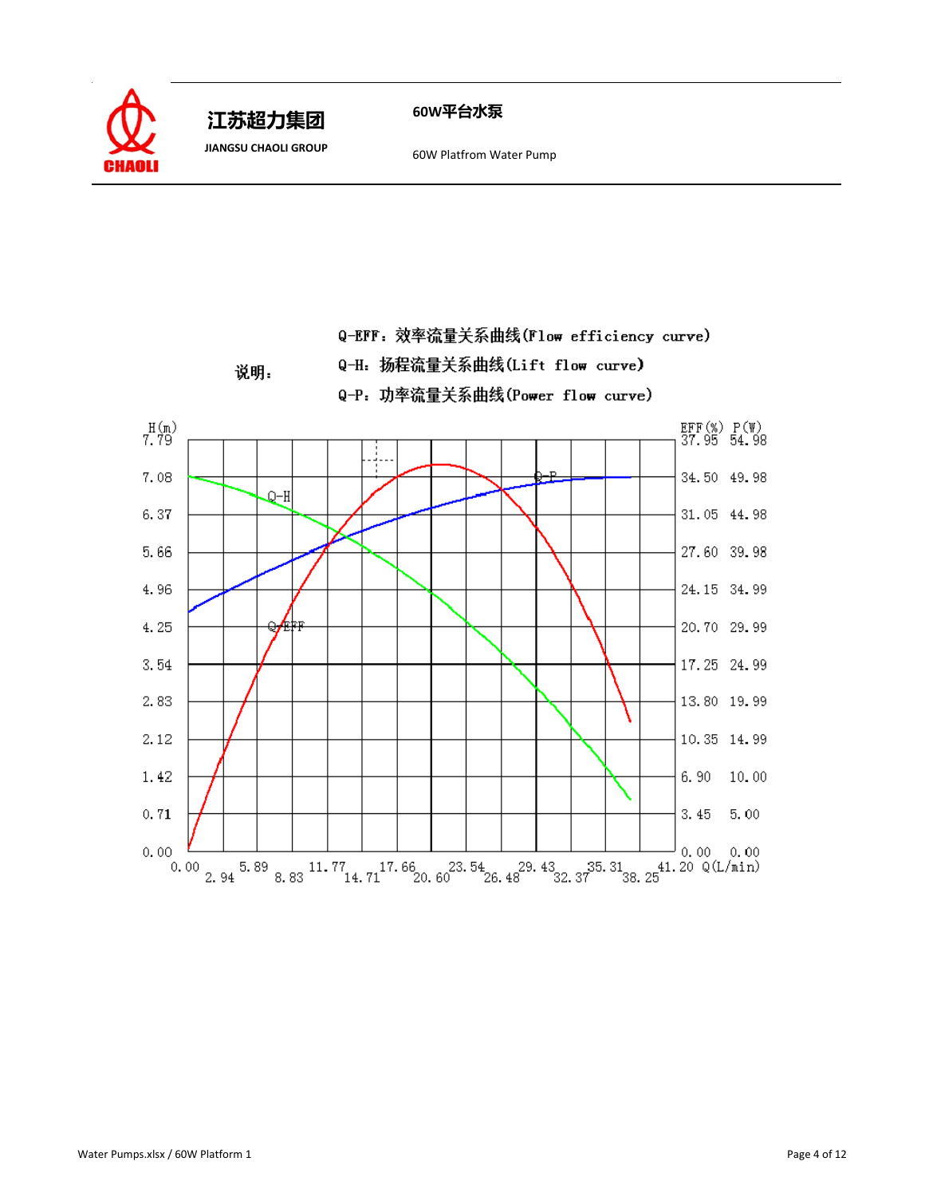**江苏超力集团**

**JIANGSU CHAOLI GROUP**

**60W平台水泵**

60W Platfrom Water Pump

说明：

Q-EFF：效率流量关系曲线(Flow efficiency curve)

Q-H：扬程流量关系曲线(Lift flow curve)

Q-P：功率流量关系曲线(Power flow curve)

| H(m) | EFF(%) | P(W) |
|---|---|---|
| 7.79 | 37.95 | 54.98 |
| 7.08 | 34.50 | 49.98 |
| 6.37 | 31.05 | 44.98 |
| 5.66 | 27.60 | 39.98 |
| 4.96 | 24.15 | 34.99 |
| 4.25 | 20.70 | 29.99 |
| 3.54 | 17.25 | 24.99 |
| 2.83 | 13.80 | 19.99 |
| 2.12 | 10.35 | 14.99 |
| 1.42 | 6.90 | 10.00 |
| 0.71 | 3.45 | 5.00 |
| 0.00 | 0.00 | 0.00 |

Q(L/min): 0.00, 2.94, 5.89, 8.83, 11.77, 14.71, 17.66, 20.60, 23.54, 26.48, 29.43, 32.37, 35.31, 38.25, 41.20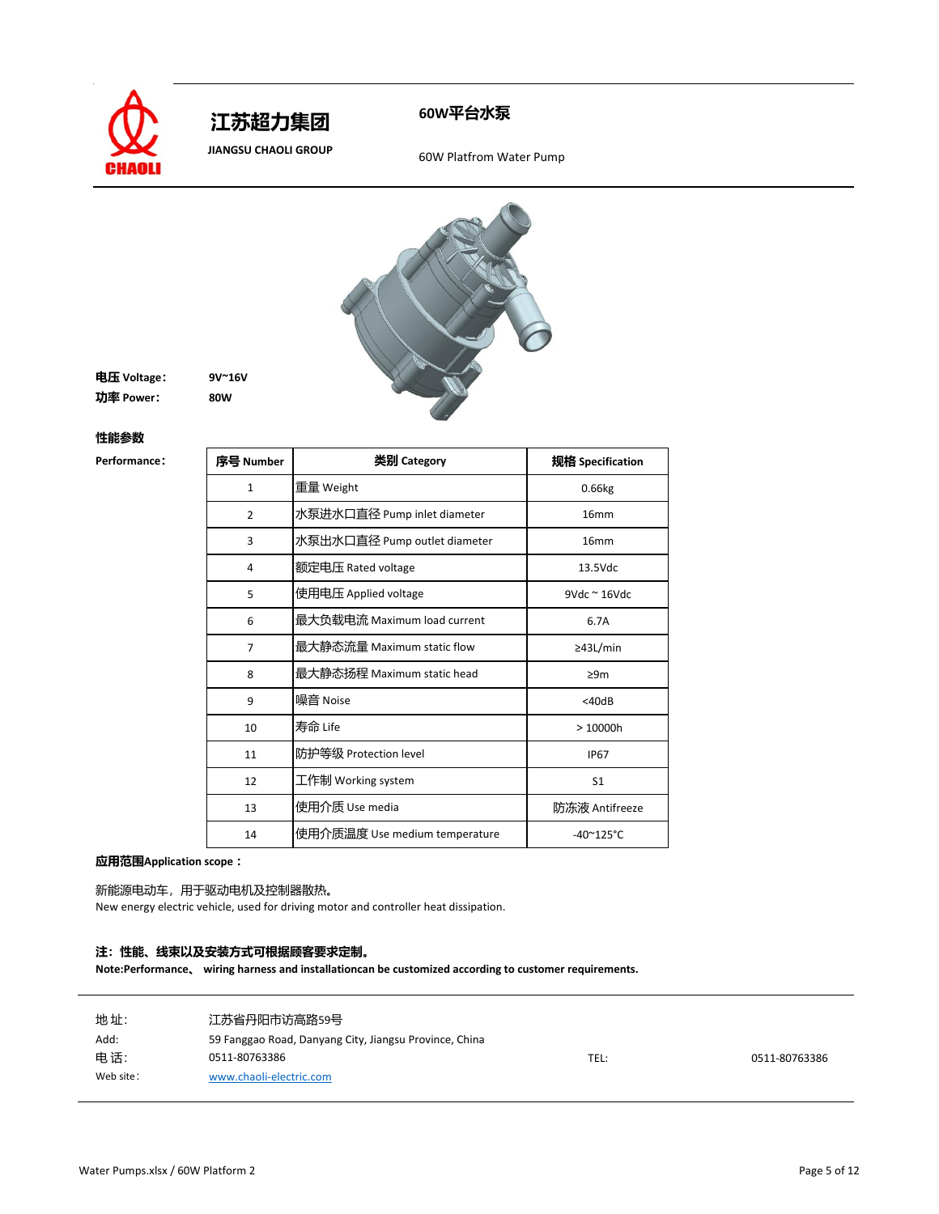# 江苏超力集团

JIANGSU CHAOLI GROUP

## 60W平台水泵

60W Platfrom Water Pump

**电压 Voltage：** 9V~16V

**功率 Power：** 80W

**性能参数**

**Performance：**

| 序号 Number | 类别 Category | 规格 Specification |
|---|---|---|
| 1 | 重量 Weight | 0.66kg |
| 2 | 水泵进水口直径 Pump inlet diameter | 16mm |
| 3 | 水泵出水口直径 Pump outlet diameter | 16mm |
| 4 | 额定电压 Rated voltage | 13.5Vdc |
| 5 | 使用电压 Applied voltage | 9Vdc ~ 16Vdc |
| 6 | 最大负载电流 Maximum load current | 6.7A |
| 7 | 最大静态流量 Maximum static flow | ≥43L/min |
| 8 | 最大静态扬程 Maximum static head | ≥9m |
| 9 | 噪音 Noise | <40dB |
| 10 | 寿命 Life | > 10000h |
| 11 | 防护等级 Protection level | IP67 |
| 12 | 工作制 Working system | S1 |
| 13 | 使用介质 Use media | 防冻液 Antifreeze |
| 14 | 使用介质温度 Use medium temperature | -40~125°C |

**应用范围Application scope：**

新能源电动车，用于驱动电机及控制器散热。
New energy electric vehicle, used for driving motor and controller heat dissipation.

**注：性能、线束以及安装方式可根据顾客要求定制。**
**Note:Performance、 wiring harness and installationcan be customized according to customer requirements.**

地 址: 江苏省丹阳市访高路59号
Add: 59 Fanggao Road, Danyang City, Jiangsu Province, China
电 话: 0511-80763386 TEL: 0511-80763386
Web site: www.chaoli-electric.com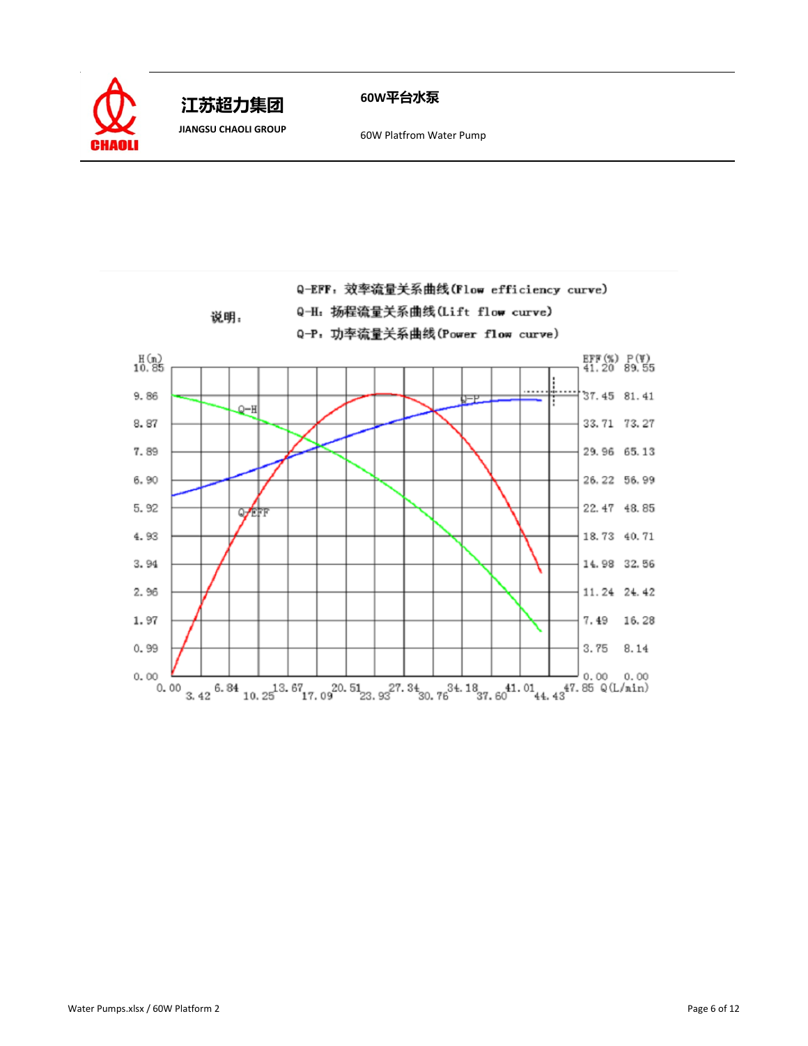**江苏超力集团**

**JIANGSU CHAOLI GROUP**

**60W平台水泵**

60W Platfrom Water Pump

说明：

Q-EFF：效率流量关系曲线(Flow efficiency curve)

Q-H：扬程流量关系曲线(Lift flow curve)

Q-P：功率流量关系曲线(Power flow curve)

| H (m) | EFF (%) | P (W) |
|---|---|---|
| 10.85 | 41.20 | 89.55 |
| 9.86 | 37.45 | 81.41 |
| 8.87 | 33.71 | 73.27 |
| 7.89 | 29.96 | 65.13 |
| 6.90 | 26.22 | 56.99 |
| 5.92 | 22.47 | 48.85 |
| 4.93 | 18.73 | 40.71 |
| 3.94 | 14.98 | 32.56 |
| 2.96 | 11.24 | 24.42 |
| 1.97 | 7.49 | 16.28 |
| 0.99 | 3.75 | 8.14 |
| 0.00 | 0.00 | 0.00 |

Q (L/min): 0.00, 3.42, 6.84, 10.25, 13.67, 17.09, 20.51, 23.93, 27.34, 30.76, 34.18, 37.60, 41.01, 44.43, 47.85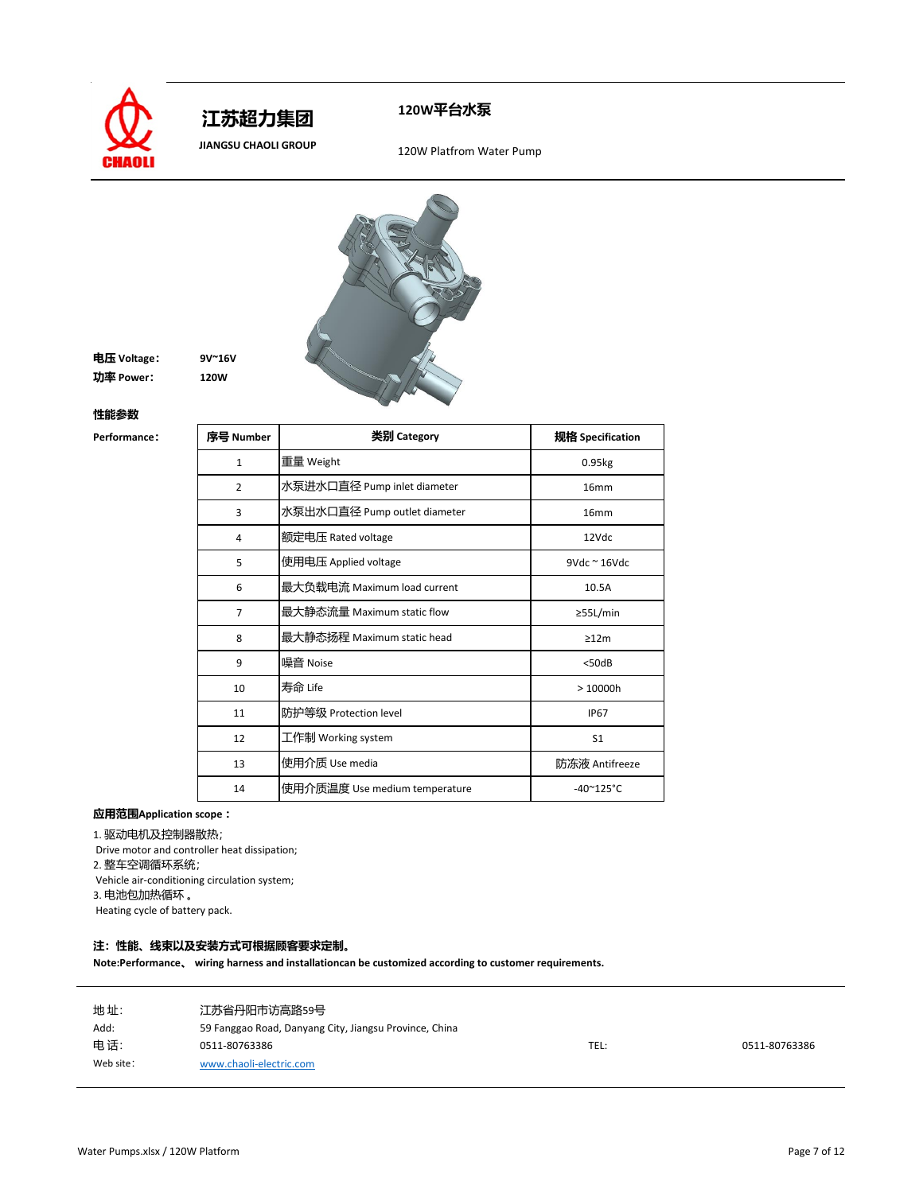# 江苏超力集团

JIANGSU CHAOLI GROUP

## 120W平台水泵

120W Platfrom Water Pump

**电压 Voltage:** 9V~16V

**功率 Power:** 120W

**性能参数**

**Performance:**

| 序号 Number | 类别 Category | 规格 Specification |
|---|---|---|
| 1 | 重量 Weight | 0.95kg |
| 2 | 水泵进水口直径 Pump inlet diameter | 16mm |
| 3 | 水泵出水口直径 Pump outlet diameter | 16mm |
| 4 | 额定电压 Rated voltage | 12Vdc |
| 5 | 使用电压 Applied voltage | 9Vdc ~ 16Vdc |
| 6 | 最大负载电流 Maximum load current | 10.5A |
| 7 | 最大静态流量 Maximum static flow | ≥55L/min |
| 8 | 最大静态扬程 Maximum static head | ≥12m |
| 9 | 噪音 Noise | <50dB |
| 10 | 寿命 Life | > 10000h |
| 11 | 防护等级 Protection level | IP67 |
| 12 | 工作制 Working system | S1 |
| 13 | 使用介质 Use media | 防冻液 Antifreeze |
| 14 | 使用介质温度 Use medium temperature | -40~125°C |

**应用范围Application scope：**

1. 驱动电机及控制器散热;
 Drive motor and controller heat dissipation;
2. 整车空调循环系统;
 Vehicle air-conditioning circulation system;
3. 电池包加热循环 。
 Heating cycle of battery pack.

**注：性能、线束以及安装方式可根据顾客要求定制。**

**Note:Performance、 wiring harness and installationcan be customized according to customer requirements.**

地 址: 江苏省丹阳市访高路59号

Add: 59 Fanggao Road, Danyang City, Jiangsu Province, China

电 话: 0511-80763386

TEL: 0511-80763386

Web site: www.chaoli-electric.com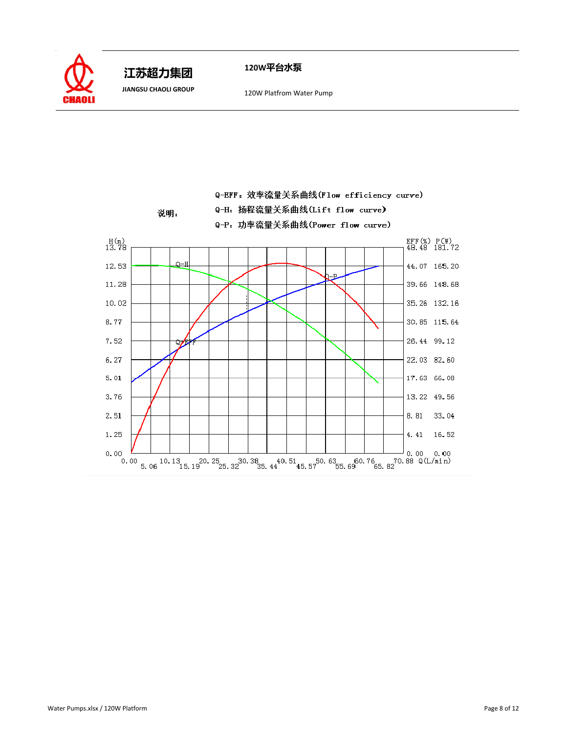江苏超力集团

JIANGSU CHAOLI GROUP

**120W平台水泵**

120W Platfrom Water Pump

说明：

Q-EFF：效率流量关系曲线(Flow efficiency curve)

Q-H：扬程流量关系曲线(Lift flow curve)

Q-P：功率流量关系曲线(Power flow curve)

| H(m) | EFF(%) | P(W) |
|---|---|---|
| 13.78 | 48.48 | 181.72 |
| 12.53 | 44.07 | 165.20 |
| 11.28 | 39.66 | 148.68 |
| 10.02 | 35.26 | 132.16 |
| 8.77 | 30.85 | 115.64 |
| 7.52 | 26.44 | 99.12 |
| 6.27 | 22.03 | 82.60 |
| 5.01 | 17.63 | 66.08 |
| 3.76 | 13.22 | 49.56 |
| 2.51 | 8.81 | 33.04 |
| 1.25 | 4.41 | 16.52 |
| 0.00 | 0.00 | 0.00 |

Q(L/min): 0.00, 5.06, 10.13, 15.19, 20.25, 25.32, 30.38, 35.44, 40.51, 45.57, 50.63, 55.69, 60.76, 65.82, 70.88

Curves: Q-H, Q-EFF, Q-P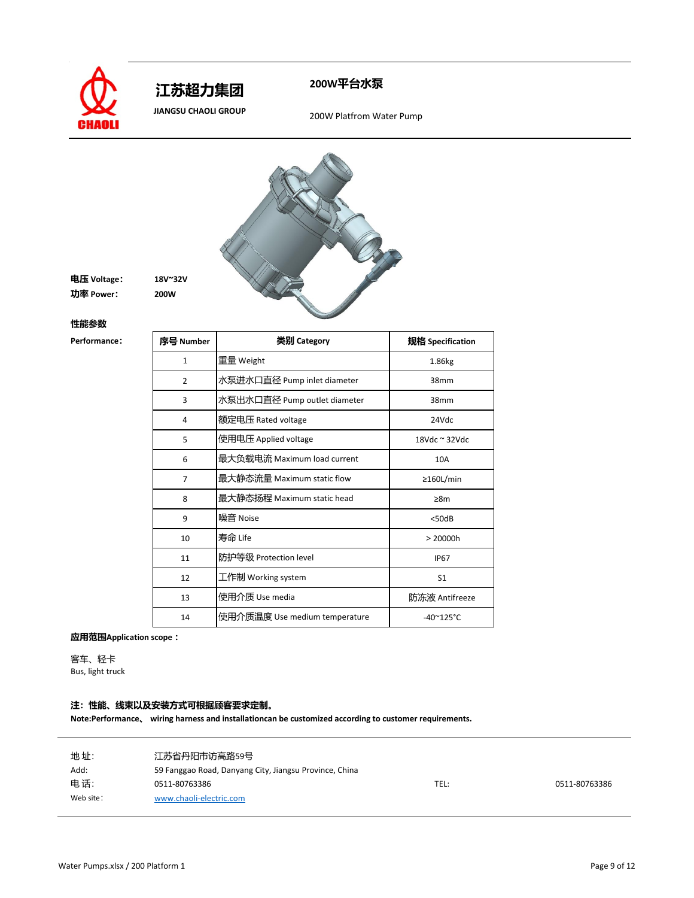# 江苏超力集团

**JIANGSU CHAOLI GROUP**

## 200W平台水泵

200W Platfrom Water Pump

**电压 Voltage:** **18V~32V**

**功率 Power:** **200W**

**性能参数**

**Performance:**

| 序号 Number | 类别 Category | 规格 Specification |
|---|---|---|
| 1 | 重量 Weight | 1.86kg |
| 2 | 水泵进水口直径 Pump inlet diameter | 38mm |
| 3 | 水泵出水口直径 Pump outlet diameter | 38mm |
| 4 | 额定电压 Rated voltage | 24Vdc |
| 5 | 使用电压 Applied voltage | 18Vdc ~ 32Vdc |
| 6 | 最大负载电流 Maximum load current | 10A |
| 7 | 最大静态流量 Maximum static flow | ≥160L/min |
| 8 | 最大静态扬程 Maximum static head | ≥8m |
| 9 | 噪音 Noise | <50dB |
| 10 | 寿命 Life | > 20000h |
| 11 | 防护等级 Protection level | IP67 |
| 12 | 工作制 Working system | S1 |
| 13 | 使用介质 Use media | 防冻液 Antifreeze |
| 14 | 使用介质温度 Use medium temperature | -40~125°C |

**应用范围Application scope：**

客车、轻卡
Bus, light truck

**注：性能、线束以及安装方式可根据顾客要求定制。**
**Note:Performance、 wiring harness and installationcan be customized according to customer requirements.**

地 址: 江苏省丹阳市访高路59号
Add: 59 Fanggao Road, Danyang City, Jiangsu Province, China
电 话: 0511-80763386 TEL: 0511-80763386
Web site: www.chaoli-electric.com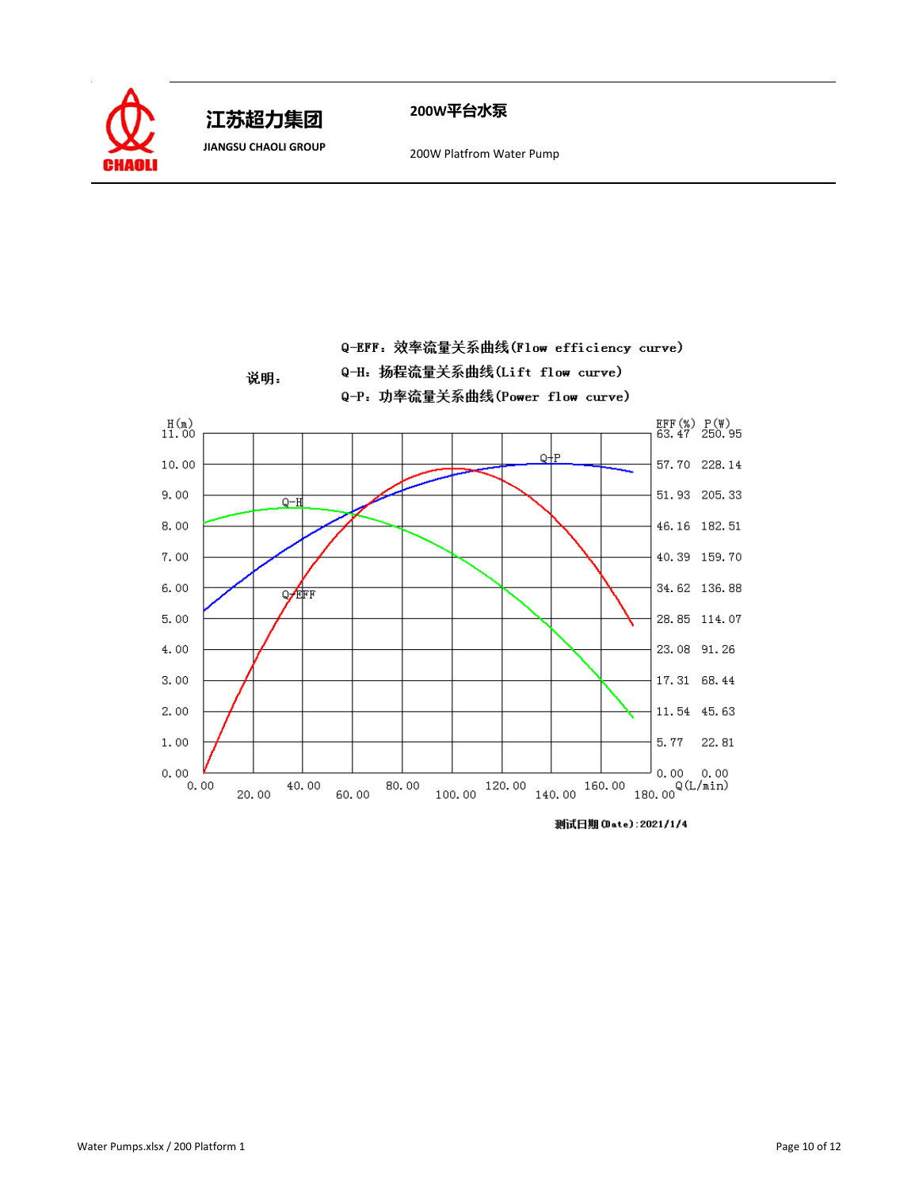**江苏超力集团**

**JIANGSU CHAOLI GROUP**

**200W平台水泵**

200W Platfrom Water Pump

说明：

Q-EFF：效率流量关系曲线(Flow efficiency curve)

Q-H：扬程流量关系曲线(Lift flow curve)

Q-P：功率流量关系曲线(Power flow curve)

| H(m) | EFF(%) | P(W) |
|---|---|---|
| 11.00 | 63.47 | 250.95 |
| 10.00 | 57.70 | 228.14 |
| 9.00 | 51.93 | 205.33 |
| 8.00 | 46.16 | 182.51 |
| 7.00 | 40.39 | 159.70 |
| 6.00 | 34.62 | 136.88 |
| 5.00 | 28.85 | 114.07 |
| 4.00 | 23.08 | 91.26 |
| 3.00 | 17.31 | 68.44 |
| 2.00 | 11.54 | 45.63 |
| 1.00 | 5.77 | 22.81 |
| 0.00 | 0.00 | 0.00 |

Q(L/min): 0.00, 20.00, 40.00, 60.00, 80.00, 100.00, 120.00, 140.00, 160.00, 180.00

测试日期(Date):2021/1/4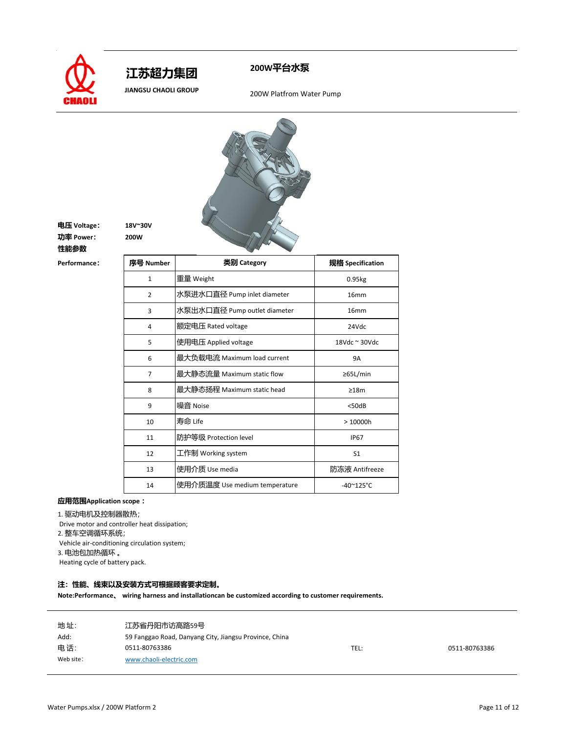**江苏超力集团**

**JIANGSU CHAOLI GROUP**

**200W平台水泵**

200W Platfrom Water Pump

**电压 Voltage：** **18V~30V**

**功率 Power：** **200W**

**性能参数**

**Performance：**

| 序号 Number | 类别 Category | 规格 Specification |
|---|---|---|
| 1 | 重量 Weight | 0.95kg |
| 2 | 水泵进水口直径 Pump inlet diameter | 16mm |
| 3 | 水泵出水口直径 Pump outlet diameter | 16mm |
| 4 | 额定电压 Rated voltage | 24Vdc |
| 5 | 使用电压 Applied voltage | 18Vdc ~ 30Vdc |
| 6 | 最大负载电流 Maximum load current | 9A |
| 7 | 最大静态流量 Maximum static flow | ≥65L/min |
| 8 | 最大静态扬程 Maximum static head | ≥18m |
| 9 | 噪音 Noise | <50dB |
| 10 | 寿命 Life | > 10000h |
| 11 | 防护等级 Protection level | IP67 |
| 12 | 工作制 Working system | S1 |
| 13 | 使用介质 Use media | 防冻液 Antifreeze |
| 14 | 使用介质温度 Use medium temperature | -40~125°C |

**应用范围Application scope：**

1. 驱动电机及控制器散热；
 Drive motor and controller heat dissipation;
2. 整车空调循环系统；
 Vehicle air-conditioning circulation system;
3. 电池包加热循环 。
 Heating cycle of battery pack.

**注：性能、线束以及安装方式可根据顾客要求定制。**

**Note:Performance、 wiring harness and installationcan be customized according to customer requirements.**

| | | | |
|---|---|---|---|
| 地 址: | 江苏省丹阳市访高路59号 | | |
| Add: | 59 Fanggao Road, Danyang City, Jiangsu Province, China | | |
| 电 话: | 0511-80763386 | TEL: | 0511-80763386 |
| Web site: | www.chaoli-electric.com | | |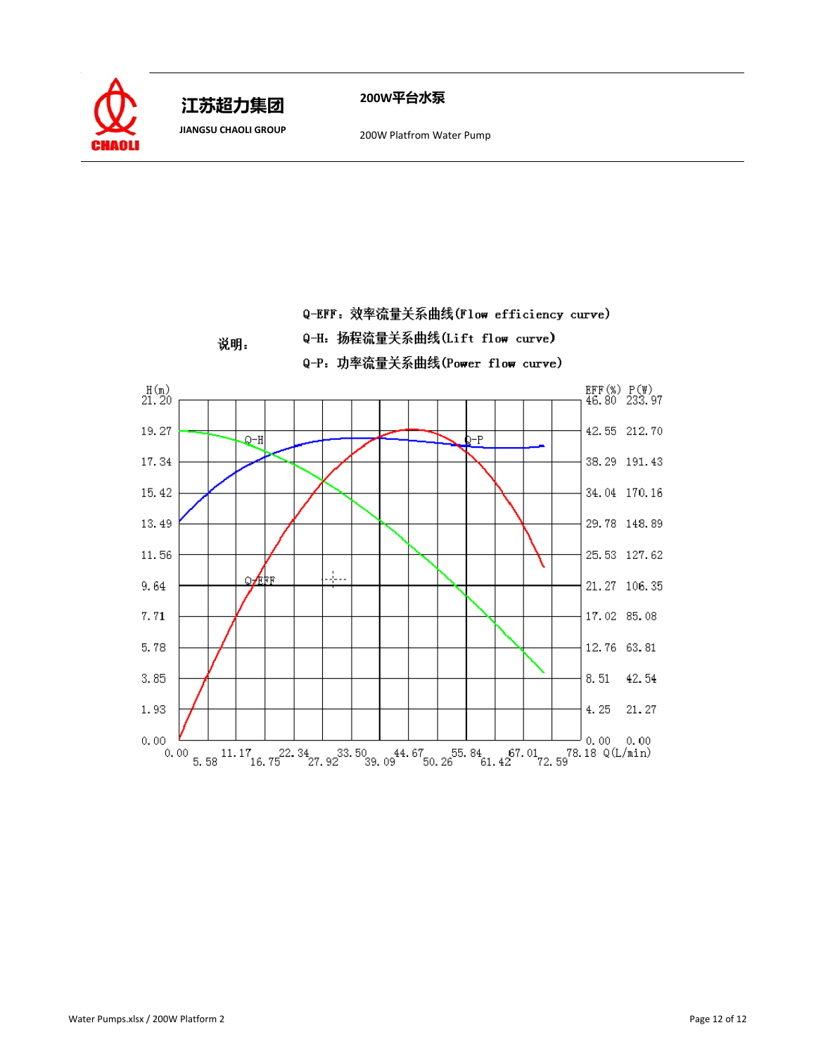江苏超力集团

JIANGSU CHAOLI GROUP

200W平台水泵

200W Platfrom Water Pump

说明：

Q-EFF：效率流量关系曲线(Flow efficiency curve)

Q-H：扬程流量关系曲线(Lift flow curve)

Q-P：功率流量关系曲线(Power flow curve)

H(m)
21.20
19.27
17.34
15.42
13.49
11.56
9.64
7.71
5.78
3.85
1.93
0.00

EFF(%) P(W)
46.80 233.97
42.55 212.70
38.29 191.43
34.04 170.16
29.78 148.89
25.53 127.62
21.27 106.35
17.02 85.08
12.76 63.81
8.51 42.54
4.25 21.27
0.00 0.00

0.00 5.58 11.17 16.75 22.34 27.92 33.50 39.09 44.67 50.26 55.84 61.42 67.01 72.59 78.18 Q(L/min)

Q-H

Q-P

Q-EFF